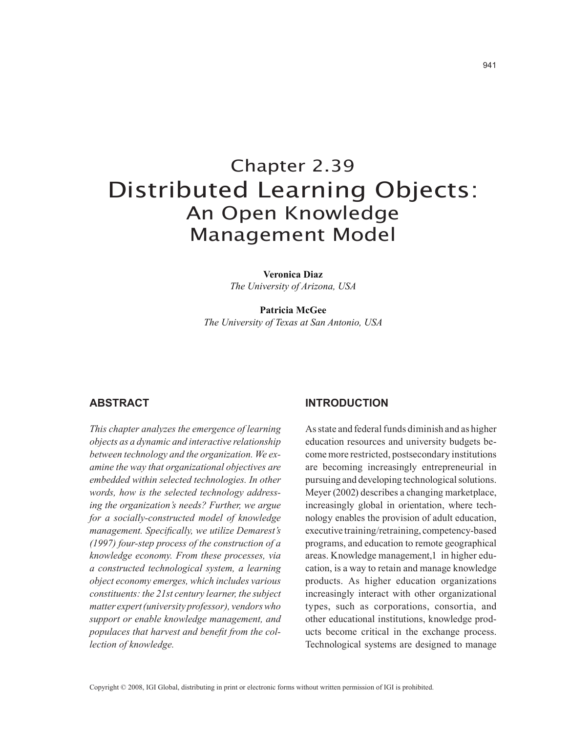# Chapter 2.39 Distributed Learning Objects: An Open Knowledge Management Model

**Veronica Diaz**
*The University of Arizona, USA*

**Patricia McGee**
*The University of Texas at San Antonio, USA*

## ABSTRACT

*This chapter analyzes the emergence of learning objects as a dynamic and interactive relationship between technology and the organization. We examine the way that organizational objectives are embedded within selected technologies. In other words, how is the selected technology addressing the organization's needs? Further, we argue for a socially-constructed model of knowledge management. Specifically, we utilize Demarest's (1997) four-step process of the construction of a knowledge economy. From these processes, via a constructed technological system, a learning object economy emerges, which includes various constituents: the 21st century learner, the subject matter expert (university professor), vendors who support or enable knowledge management, and populaces that harvest and benefit from the collection of knowledge.*

## INTRODUCTION

As state and federal funds diminish and as higher education resources and university budgets become more restricted, postsecondary institutions are becoming increasingly entrepreneurial in pursuing and developing technological solutions. Meyer (2002) describes a changing marketplace, increasingly global in orientation, where technology enables the provision of adult education, executive training/retraining, competency-based programs, and education to remote geographical areas. Knowledge management,[1] in higher education, is a way to retain and manage knowledge products. As higher education organizations increasingly interact with other organizational types, such as corporations, consortia, and other educational institutions, knowledge products become critical in the exchange process. Technological systems are designed to manage

Copyright © 2008, IGI Global, distributing in print or electronic forms without written permission of IGI is prohibited.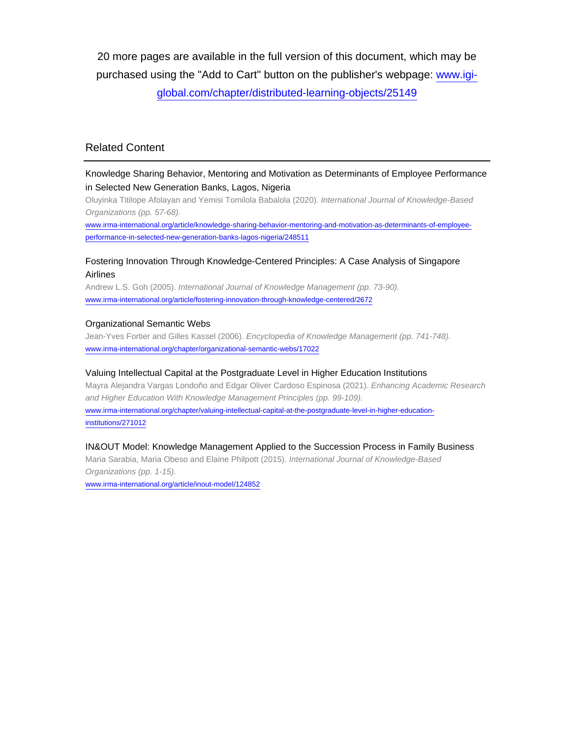20 more pages are available in the full version of this document, which may be purchased using the "Add to Cart" button on the publisher's webpage: www.igi-global.com/chapter/distributed-learning-objects/25149

## Related Content

Knowledge Sharing Behavior, Mentoring and Motivation as Determinants of Employee Performance in Selected New Generation Banks, Lagos, Nigeria
Oluyinka Titilope Afolayan and Yemisi Tomilola Babalola (2020). *International Journal of Knowledge-Based Organizations (pp. 57-68).*
www.irma-international.org/article/knowledge-sharing-behavior-mentoring-and-motivation-as-determinants-of-employee-performance-in-selected-new-generation-banks-lagos-nigeria/248511

Fostering Innovation Through Knowledge-Centered Principles: A Case Analysis of Singapore Airlines
Andrew L.S. Goh (2005). *International Journal of Knowledge Management (pp. 73-90).*
www.irma-international.org/article/fostering-innovation-through-knowledge-centered/2672

Organizational Semantic Webs
Jean-Yves Fortier and Gilles Kassel (2006). *Encyclopedia of Knowledge Management (pp. 741-748).*
www.irma-international.org/chapter/organizational-semantic-webs/17022

Valuing Intellectual Capital at the Postgraduate Level in Higher Education Institutions
Mayra Alejandra Vargas Londoño and Edgar Oliver Cardoso Espinosa (2021). *Enhancing Academic Research and Higher Education With Knowledge Management Principles (pp. 99-109).*
www.irma-international.org/chapter/valuing-intellectual-capital-at-the-postgraduate-level-in-higher-education-institutions/271012

IN&OUT Model: Knowledge Management Applied to the Succession Process in Family Business
Maria Sarabia, Maria Obeso and Elaine Philpott (2015). *International Journal of Knowledge-Based Organizations (pp. 1-15).*
www.irma-international.org/article/inout-model/124852